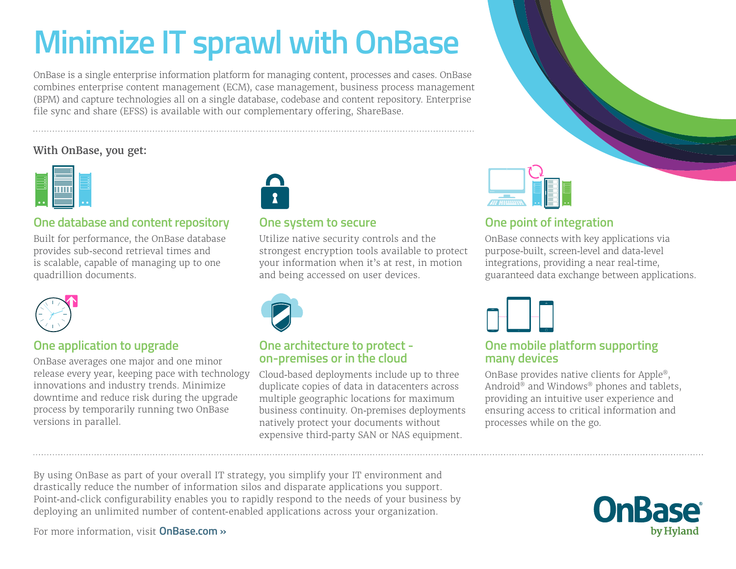# Minimize IT sprawl with OnBase

OnBase is a single enterprise information platform for managing content, processes and cases. OnBase combines enterprise content management (ECM), case management, business process management (BPM) and capture technologies all on a single database, codebase and content repository. Enterprise file sync and share (EFSS) is available with our complementary offering, ShareBase.

**With OnBase, you get:**

## One database and content repository

Built for performance, the OnBase database provides sub-second retrieval times and is scalable, capable of managing up to one quadrillion documents.

## One system to secure

Utilize native security controls and the strongest encryption tools available to protect your information when it's at rest, in motion and being accessed on user devices.

## One point of integration

OnBase connects with key applications via purpose-built, screen-level and data-level integrations, providing a near real-time, guaranteed data exchange between applications.

## One application to upgrade

OnBase averages one major and one minor release every year, keeping pace with technology innovations and industry trends. Minimize downtime and reduce risk during the upgrade process by temporarily running two OnBase versions in parallel.

## One architecture to protect - on-premises or in the cloud

Cloud-based deployments include up to three duplicate copies of data in datacenters across multiple geographic locations for maximum business continuity. On-premises deployments natively protect your documents without expensive third-party SAN or NAS equipment.

## One mobile platform supporting many devices

OnBase provides native clients for Apple®, Android® and Windows® phones and tablets, providing an intuitive user experience and ensuring access to critical information and processes while on the go.

By using OnBase as part of your overall IT strategy, you simplify your IT environment and drastically reduce the number of information silos and disparate applications you support. Point-and-click configurability enables you to rapidly respond to the needs of your business by deploying an unlimited number of content-enabled applications across your organization.

For more information, visit **OnBase.com ››**

OnBase® by Hyland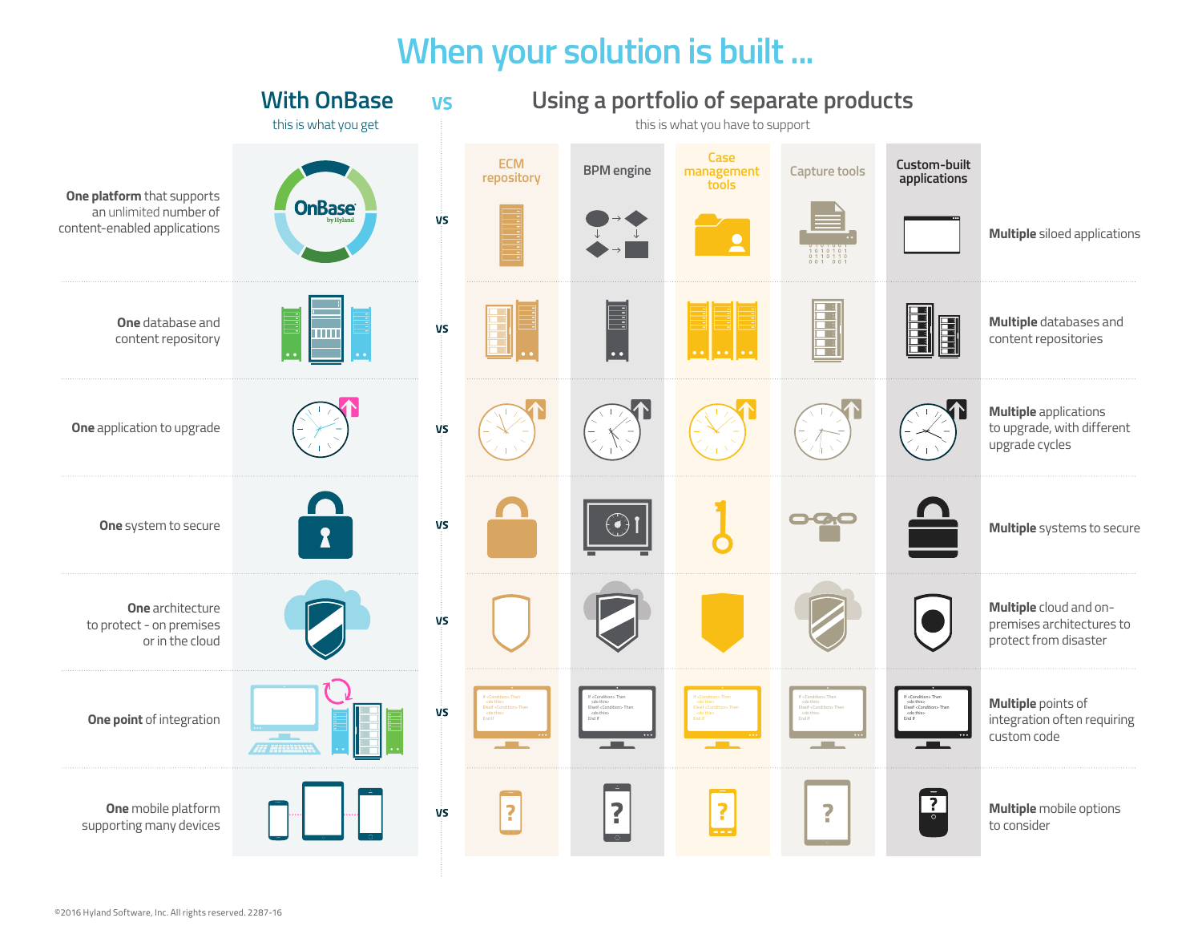# When your solution is built ...

| With OnBase<br>this is what you get | | Using a portfolio of separate products<br>this is what you have to support |
|---|---|---|
| **One platform** that supports an unlimited number of content-enabled applications | vs | **Multiple** siloed applications |
| **One** database and content repository | vs | **Multiple** databases and content repositories |
| **One** application to upgrade | vs | **Multiple** applications to upgrade, with different upgrade cycles |
| **One** system to secure | vs | **Multiple** systems to secure |
| **One** architecture to protect - on premises or in the cloud | vs | **Multiple** cloud and on-premises architectures to protect from disaster |
| **One point** of integration | vs | **Multiple** points of integration often requiring custom code |
| **One** mobile platform supporting many devices | vs | **Multiple** mobile options to consider |

Separate products: ECM repository, BPM engine, Case management tools, Capture tools, Custom-built applications

©2016 Hyland Software, Inc. All rights reserved. 2287-16